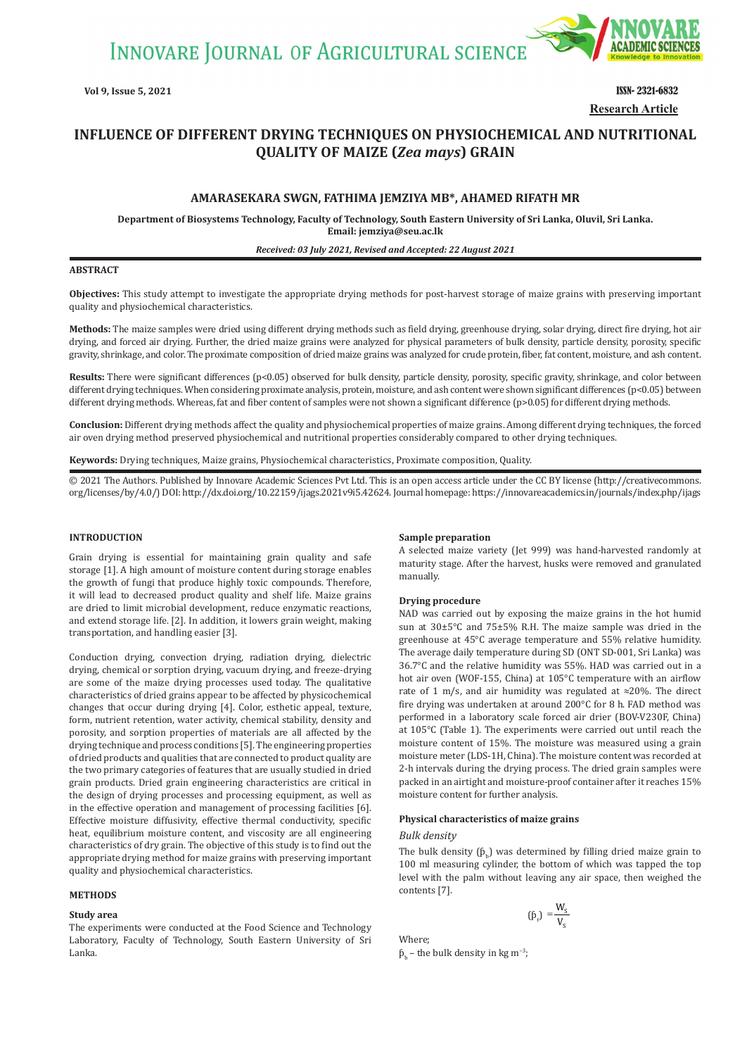**Research Article**

# INFLUENCE OF DIFFERENT DRYING TECHNIQUES ON PHYSIOCHEMICAL AND NUTRITIONAL QUALITY OF MAIZE (*Zea mays*) GRAIN

**AMARASEKARA SWGN, FATHIMA JEMZIYA MB*, AHAMED RIFATH MR**

**Department of Biosystems Technology, Faculty of Technology, South Eastern University of Sri Lanka, Oluvil, Sri Lanka. Email: jemziya@seu.ac.lk**

***Received: 03 July 2021, Revised and Accepted: 22 August 2021***

## ABSTRACT

**Objectives:** This study attempt to investigate the appropriate drying methods for post-harvest storage of maize grains with preserving important quality and physiochemical characteristics.

**Methods:** The maize samples were dried using different drying methods such as field drying, greenhouse drying, solar drying, direct fire drying, hot air drying, and forced air drying. Further, the dried maize grains were analyzed for physical parameters of bulk density, particle density, porosity, specific gravity, shrinkage, and color. The proximate composition of dried maize grains was analyzed for crude protein, fiber, fat content, moisture, and ash content.

**Results:** There were significant differences ($p<0.05$) observed for bulk density, particle density, porosity, specific gravity, shrinkage, and color between different drying techniques. When considering proximate analysis, protein, moisture, and ash content were shown significant differences ($p<0.05$) between different drying methods. Whereas, fat and fiber content of samples were not shown a significant difference ($p>0.05$) for different drying methods.

**Conclusion:** Different drying methods affect the quality and physiochemical properties of maize grains. Among different drying techniques, the forced air oven drying method preserved physiochemical and nutritional properties considerably compared to other drying techniques.

**Keywords:** Drying techniques, Maize grains, Physiochemical characteristics, Proximate composition, Quality.

© 2021 The Authors. Published by Innovare Academic Sciences Pvt Ltd. This is an open access article under the CC BY license (http://creativecommons.org/licenses/by/4.0/) DOI: http://dx.doi.org/10.22159/ijags.2021v9i5.42624. Journal homepage: https://innovareacademics.in/journals/index.php/ijags

## INTRODUCTION

Grain drying is essential for maintaining grain quality and safe storage [1]. A high amount of moisture content during storage enables the growth of fungi that produce highly toxic compounds. Therefore, it will lead to decreased product quality and shelf life. Maize grains are dried to limit microbial development, reduce enzymatic reactions, and extend storage life. [2]. In addition, it lowers grain weight, making transportation, and handling easier [3].

Conduction drying, convection drying, radiation drying, dielectric drying, chemical or sorption drying, vacuum drying, and freeze-drying are some of the maize drying processes used today. The qualitative characteristics of dried grains appear to be affected by physicochemical changes that occur during drying [4]. Color, esthetic appeal, texture, form, nutrient retention, water activity, chemical stability, density and porosity, and sorption properties of materials are all affected by the drying technique and process conditions [5]. The engineering properties of dried products and qualities that are connected to product quality are the two primary categories of features that are usually studied in dried grain products. Dried grain engineering characteristics are critical in the design of drying processes and processing equipment, as well as in the effective operation and management of processing facilities [6]. Effective moisture diffusivity, effective thermal conductivity, specific heat, equilibrium moisture content, and viscosity are all engineering characteristics of dry grain. The objective of this study is to find out the appropriate drying method for maize grains with preserving important quality and physiochemical characteristics.

## METHODS

### Study area

The experiments were conducted at the Food Science and Technology Laboratory, Faculty of Technology, South Eastern University of Sri Lanka.

### Sample preparation

A selected maize variety (Jet 999) was hand-harvested randomly at maturity stage. After the harvest, husks were removed and granulated manually.

### Drying procedure

NAD was carried out by exposing the maize grains in the hot humid sun at 30±5°C and 75±5% R.H. The maize sample was dried in the greenhouse at 45°C average temperature and 55% relative humidity. The average daily temperature during SD (ONT SD-001, Sri Lanka) was 36.7°C and the relative humidity was 55%. HAD was carried out in a hot air oven (WOF-155, China) at 105°C temperature with an airflow rate of 1 m/s, and air humidity was regulated at ≈20%. The direct fire drying was undertaken at around 200°C for 8 h. FAD method was performed in a laboratory scale forced air drier (BOV-V230F, China) at 105°C (Table 1). The experiments were carried out until reach the moisture content of 15%. The moisture was measured using a grain moisture meter (LDS-1H, China). The moisture content was recorded at 2-h intervals during the drying process. The dried grain samples were packed in an airtight and moisture-proof container after it reaches 15% moisture content for further analysis.

### Physical characteristics of maize grains

#### *Bulk density*

The bulk density ($\rho_b$) was determined by filling dried maize grain to 100 ml measuring cylinder, the bottom of which was tapped the top level with the palm without leaving any air space, then weighed the contents [7].

$$(\rho_t) = \frac{W_s}{V_s}$$

Where;

$\rho_b$ – the bulk density in kg $m^{-3}$;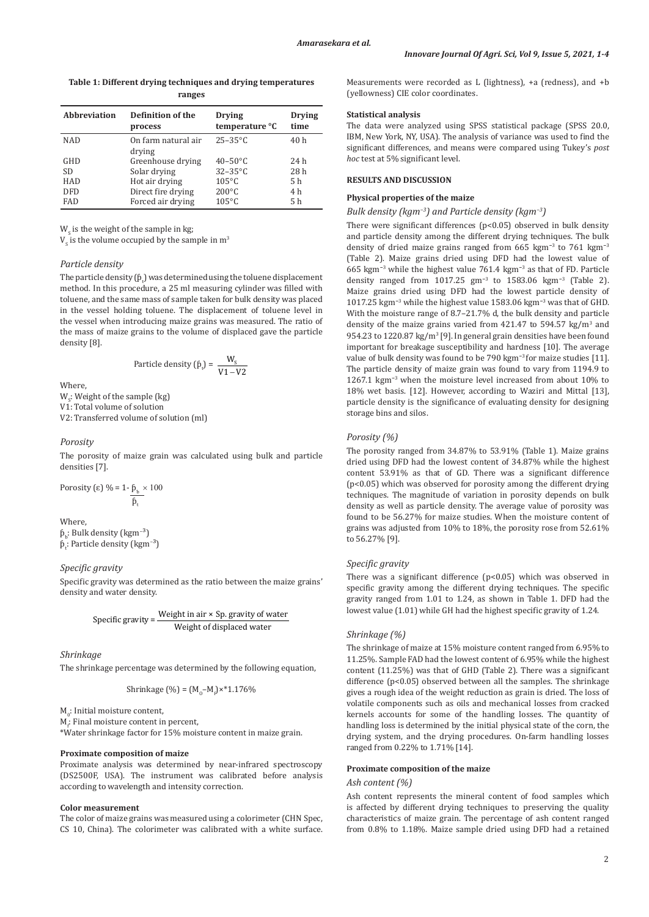**Table 1: Different drying techniques and drying temperatures ranges**

| Abbreviation | Definition of the process | Drying temperature °C | Drying time |
|---|---|---|---|
| NAD | On farm natural air drying | 25–35°C | 40 h |
| GHD | Greenhouse drying | 40–50°C | 24 h |
| SD | Solar drying | 32–35°C | 28 h |
| HAD | Hot air drying | 105°C | 5 h |
| DFD | Direct fire drying | 200°C | 4 h |
| FAD | Forced air drying | 105°C | 5 h |

$W_s$ is the weight of the sample in kg;

$V_s$ is the volume occupied by the sample in $m^3$

### *Particle density*

The particle density ($\rho_t$) was determined using the toluene displacement method. In this procedure, a 25 ml measuring cylinder was filled with toluene, and the same mass of sample taken for bulk density was placed in the vessel holding toluene. The displacement of toluene level in the vessel when introducing maize grains was measured. The ratio of the mass of maize grains to the volume of displaced gave the particle density [8].

$$\text{Particle density } (\rho_t) = \frac{W_s}{V1 - V2}$$

Where,

$W_s$: Weight of the sample (kg)

V1: Total volume of solution

V2: Transferred volume of solution (ml)

### *Porosity*

The porosity of maize grain was calculated using bulk and particle densities [7].

$$\text{Porosity } (\varepsilon)\ \% = 1 - \frac{\rho_b}{\rho_t} \times 100$$

Where,

$\rho_b$: Bulk density ($kgm^{-3}$)

$\rho_t$: Particle density ($kgm^{-3}$)

### *Specific gravity*

Specific gravity was determined as the ratio between the maize grains' density and water density.

$$\text{Specific gravity} = \frac{\text{Weight in air} \times \text{Sp. gravity of water}}{\text{Weight of displaced water}}$$

### *Shrinkage*

The shrinkage percentage was determined by the following equation,

$$\text{Shrinkage } (\%) = (M_o - M_f) \times {}^{*}1.176\%$$

$M_o$: Initial moisture content,

$M_f$: Final moisture content in percent,

*Water shrinkage factor for 15% moisture content in maize grain.

#### Proximate composition of maize

Proximate analysis was determined by near-infrared spectroscopy (DS2500F, USA). The instrument was calibrated before analysis according to wavelength and intensity correction.

#### Color measurement

The color of maize grains was measured using a colorimeter (CHN Spec, CS 10, China). The colorimeter was calibrated with a white surface. Measurements were recorded as L (lightness), +a (redness), and +b (yellowness) CIE color coordinates.

#### Statistical analysis

The data were analyzed using SPSS statistical package (SPSS 20.0, IBM, New York, NY, USA). The analysis of variance was used to find the significant differences, and means were compared using Tukey's *post hoc* test at 5% significant level.

## RESULTS AND DISCUSSION

### Physical properties of the maize

#### *Bulk density ($kgm^{-3}$) and Particle density ($kgm^{-3}$)*

There were significant differences ($p<0.05$) observed in bulk density and particle density among the different drying techniques. The bulk density of dried maize grains ranged from 665 $kgm^{-3}$ to 761 $kgm^{-3}$ (Table 2). Maize grains dried using DFD had the lowest value of 665 $kgm^{-3}$ while the highest value 761.4 $kgm^{-3}$ as that of FD. Particle density ranged from 1017.25 $gm^{-3}$ to 1583.06 $kgm^{-3}$ (Table 2). Maize grains dried using DFD had the lowest particle density of 1017.25 $kgm^{-3}$ while the highest value 1583.06 $kgm^{-3}$ was that of GHD. With the moisture range of 8.7–21.7% d, the bulk density and particle density of the maize grains varied from 421.47 to 594.57 $kg/m^3$ and 954.23 to 1220.87 $kg/m^3$ [9]. In general grain densities have been found important for breakage susceptibility and hardness [10]. The average value of bulk density was found to be 790 $kgm^{-3}$ for maize studies [11]. The particle density of maize grain was found to vary from 1194.9 to 1267.1 $kgm^{-3}$ when the moisture level increased from about 10% to 18% wet basis. [12]. However, according to Waziri and Mittal [13], particle density is the significance of evaluating density for designing storage bins and silos.

#### *Porosity (%)*

The porosity ranged from 34.87% to 53.91% (Table 1). Maize grains dried using DFD had the lowest content of 34.87% while the highest content 53.91% as that of GD. There was a significant difference ($p<0.05$) which was observed for porosity among the different drying techniques. The magnitude of variation in porosity depends on bulk density as well as particle density. The average value of porosity was found to be 56.27% for maize studies. When the moisture content of grains was adjusted from 10% to 18%, the porosity rose from 52.61% to 56.27% [9].

#### *Specific gravity*

There was a significant difference ($p<0.05$) which was observed in specific gravity among the different drying techniques. The specific gravity ranged from 1.01 to 1.24, as shown in Table 1. DFD had the lowest value (1.01) while GH had the highest specific gravity of 1.24.

#### *Shrinkage (%)*

The shrinkage of maize at 15% moisture content ranged from 6.95% to 11.25%. Sample FAD had the lowest content of 6.95% while the highest content (11.25%) was that of GHD (Table 2). There was a significant difference ($p<0.05$) observed between all the samples. The shrinkage gives a rough idea of the weight reduction as grain is dried. The loss of volatile components such as oils and mechanical losses from cracked kernels accounts for some of the handling losses. The quantity of handling loss is determined by the initial physical state of the corn, the drying system, and the drying procedures. On-farm handling losses ranged from 0.22% to 1.71% [14].

### Proximate composition of the maize

#### *Ash content (%)*

Ash content represents the mineral content of food samples which is affected by different drying techniques to preserving the quality characteristics of maize grain. The percentage of ash content ranged from 0.8% to 1.18%. Maize sample dried using DFD had a retained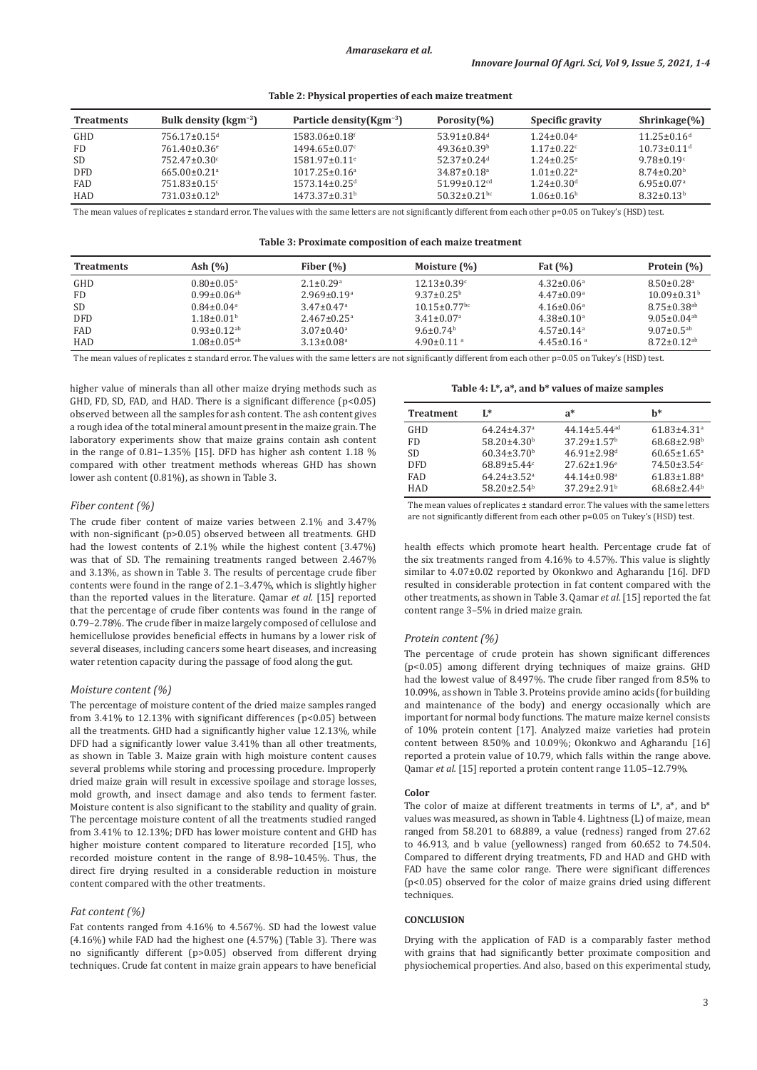**Table 2: Physical properties of each maize treatment**

| Treatments | Bulk density ($kgm^{-3}$) | Particle density($Kgm^{-3}$) | Porosity(%) | Specific gravity | Shrinkage(%) |
|---|---|---|---|---|---|
| GHD | 756.17±0.15[d] | 1583.06±0.18[f] | 53.91±0.84[d] | 1.24±0.04[e] | 11.25±0.16[d] |
| FD | 761.40±0.36[e] | 1494.65±0.07[c] | 49.36±0.39[b] | 1.17±0.22[c] | 10.73±0.11[d] |
| SD | 752.47±0.30[c] | 1581.97±0.11[e] | 52.37±0.24[d] | 1.24±0.25[e] | 9.78±0.19[c] |
| DFD | 665.00±0.21[a] | 1017.25±0.16[a] | 34.87±0.18[a] | 1.01±0.22[a] | 8.74±0.20[b] |
| FAD | 751.83±0.15[c] | 1573.14±0.25[d] | 51.99±0.12[cd] | 1.24±0.30[d] | 6.95±0.07[a] |
| HAD | 731.03±0.12[b] | 1473.37±0.31[b] | 50.32±0.21[bc] | 1.06±0.16[b] | 8.32±0.13[b] |

The mean values of replicates ± standard error. The values with the same letters are not significantly different from each other p=0.05 on Tukey's (HSD) test.

**Table 3: Proximate composition of each maize treatment**

| Treatments | Ash (%) | Fiber (%) | Moisture (%) | Fat (%) | Protein (%) |
|---|---|---|---|---|---|
| GHD | 0.80±0.05[a] | 2.1±0.29[a] | 12.13±0.39[c] | 4.32±0.06[a] | 8.50±0.28[a] |
| FD | 0.99±0.06[ab] | 2.969±0.19[a] | 9.37±0.25[b] | 4.47±0.09[a] | 10.09±0.31[b] |
| SD | 0.84±0.04[a] | 3.47±0.47[a] | 10.15±0.77[bc] | 4.16±0.06[a] | 8.75±0.38[ab] |
| DFD | 1.18±0.01[b] | 2.467±0.25[a] | 3.41±0.07[a] | 4.38±0.10[a] | 9.05±0.04[ab] |
| FAD | 0.93±0.12[ab] | 3.07±0.40[a] | 9.6±0.74[b] | 4.57±0.14[a] | 9.07±0.5[ab] |
| HAD | 1.08±0.05[ab] | 3.13±0.08[a] | 4.90±0.11 [a] | 4.45±0.16 [a] | 8.72±0.12[ab] |

The mean values of replicates ± standard error. The values with the same letters are not significantly different from each other p=0.05 on Tukey's (HSD) test.

higher value of minerals than all other maize drying methods such as GHD, FD, SD, FAD, and HAD. There is a significant difference ($p<0.05$) observed between all the samples for ash content. The ash content gives a rough idea of the total mineral amount present in the maize grain. The laboratory experiments show that maize grains contain ash content in the range of 0.81–1.35% [15]. DFD has higher ash content 1.18 % compared with other treatment methods whereas GHD has shown lower ash content (0.81%), as shown in Table 3.

### *Fiber content (%)*

The crude fiber content of maize varies between 2.1% and 3.47% with non-significant ($p>0.05$) observed between all treatments. GHD had the lowest contents of 2.1% while the highest content (3.47%) was that of SD. The remaining treatments ranged between 2.467% and 3.13%, as shown in Table 3. The results of percentage crude fiber contents were found in the range of 2.1–3.47%, which is slightly higher than the reported values in the literature. Qamar *et al.* [15] reported that the percentage of crude fiber contents was found in the range of 0.79–2.78%. The crude fiber in maize largely composed of cellulose and hemicellulose provides beneficial effects in humans by a lower risk of several diseases, including cancers some heart diseases, and increasing water retention capacity during the passage of food along the gut.

### *Moisture content (%)*

The percentage of moisture content of the dried maize samples ranged from 3.41% to 12.13% with significant differences ($p<0.05$) between all the treatments. GHD had a significantly higher value 12.13%, while DFD had a significantly lower value 3.41% than all other treatments, as shown in Table 3. Maize grain with high moisture content causes several problems while storing and processing procedure. Improperly dried maize grain will result in excessive spoilage and storage losses, mold growth, and insect damage and also tends to ferment faster. Moisture content is also significant to the stability and quality of grain. The percentage moisture content of all the treatments studied ranged from 3.41% to 12.13%; DFD has lower moisture content and GHD has higher moisture content compared to literature recorded [15], who recorded moisture content in the range of 8.98–10.45%. Thus, the direct fire drying resulted in a considerable reduction in moisture content compared with the other treatments.

### *Fat content (%)*

Fat contents ranged from 4.16% to 4.567%. SD had the lowest value (4.16%) while FAD had the highest one (4.57%) (Table 3). There was no significantly different ($p>0.05$) observed from different drying techniques. Crude fat content in maize grain appears to have beneficial health effects which promote heart health. Percentage crude fat of the six treatments ranged from 4.16% to 4.57%. This value is slightly similar to 4.07±0.02 reported by Okonkwo and Agharandu [16]. DFD resulted in considerable protection in fat content compared with the other treatments, as shown in Table 3. Qamar *et al.* [15] reported the fat content range 3–5% in dried maize grain.

**Table 4: L*, a*, and b* values of maize samples**

| Treatment | L* | a* | b* |
|---|---|---|---|
| GHD | 64.24±4.37[a] | 44.14±5.44[ad] | 61.83±4.31[a] |
| FD | 58.20±4.30[b] | 37.29±1.57[b] | 68.68±2.98[b] |
| SD | 60.34±3.70[b] | 46.91±2.98[d] | 60.65±1.65[a] |
| DFD | 68.89±5.44[c] | 27.62±1.96[e] | 74.50±3.54[c] |
| FAD | 64.24±3.52[a] | 44.14±0.98[a] | 61.83±1.88[a] |
| HAD | 58.20±2.54[b] | 37.29±2.91[b] | 68.68±2.44[b] |

The mean values of replicates ± standard error. The values with the same letters are not significantly different from each other p=0.05 on Tukey's (HSD) test.

### *Protein content (%)*

The percentage of crude protein has shown significant differences ($p<0.05$) among different drying techniques of maize grains. GHD had the lowest value of 8.497%. The crude fiber ranged from 8.5% to 10.09%, as shown in Table 3. Proteins provide amino acids (for building and maintenance of the body) and energy occasionally which are important for normal body functions. The mature maize kernel consists of 10% protein content [17]. Analyzed maize varieties had protein content between 8.50% and 10.09%; Okonkwo and Agharandu [16] reported a protein value of 10.79, which falls within the range above. Qamar *et al.* [15] reported a protein content range 11.05–12.79%.

### **Color**

The color of maize at different treatments in terms of L*, a*, and b* values was measured, as shown in Table 4. Lightness (L) of maize, mean ranged from 58.201 to 68.889, a value (redness) ranged from 27.62 to 46.913, and b value (yellowness) ranged from 60.652 to 74.504. Compared to different drying treatments, FD and HAD and GHD with FAD have the same color range. There were significant differences ($p<0.05$) observed for the color of maize grains dried using different techniques.

## **CONCLUSION**

Drying with the application of FAD is a comparably faster method with grains that had significantly better proximate composition and physiochemical properties. And also, based on this experimental study,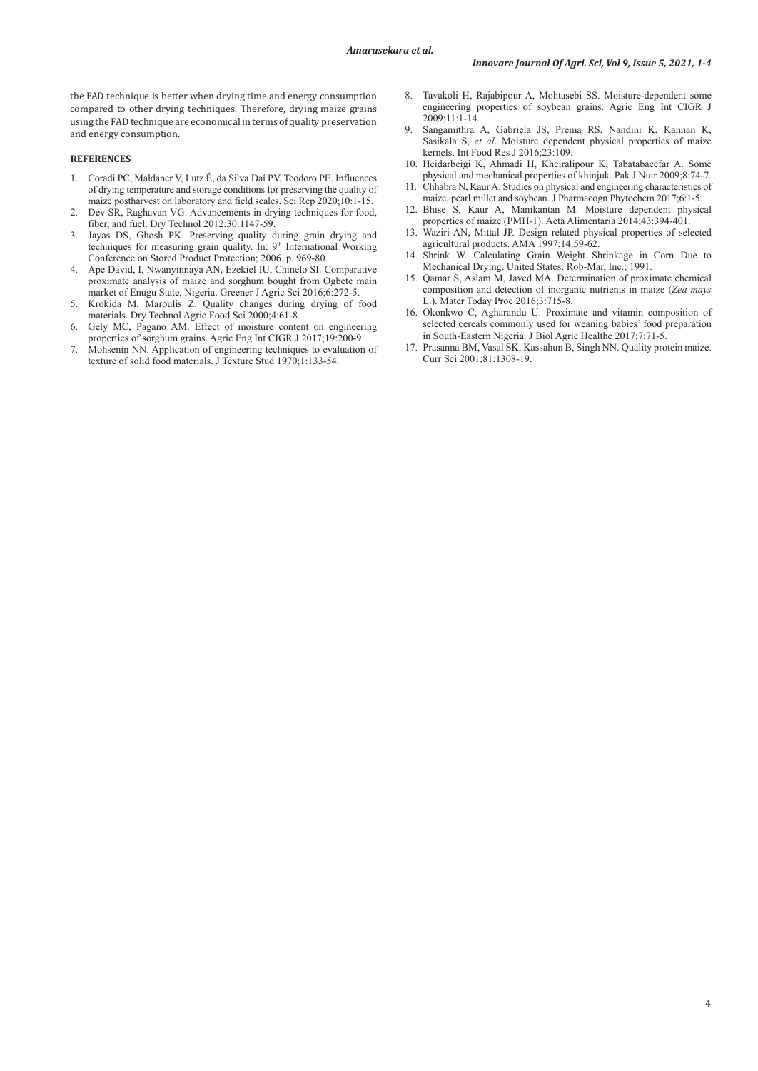the FAD technique is better when drying time and energy consumption compared to other drying techniques. Therefore, drying maize grains using the FAD technique are economical in terms of quality preservation and energy consumption.

## REFERENCES

1. Coradi PC, Maldaner V, Lutz É, da Silva Daí PV, Teodoro PE. Influences of drying temperature and storage conditions for preserving the quality of maize postharvest on laboratory and field scales. Sci Rep 2020;10:1-15.
2. Dev SR, Raghavan VG. Advancements in drying techniques for food, fiber, and fuel. Dry Technol 2012;30:1147-59.
3. Jayas DS, Ghosh PK. Preserving quality during grain drying and techniques for measuring grain quality. In: 9th International Working Conference on Stored Product Protection; 2006. p. 969-80.
4. Ape David, I, Nwanyinnaya AN, Ezekiel IU, Chinelo SI. Comparative proximate analysis of maize and sorghum bought from Ogbete main market of Enugu State, Nigeria. Greener J Agric Sci 2016;6:272-5.
5. Krokida M, Maroulis Z. Quality changes during drying of food materials. Dry Technol Agric Food Sci 2000;4:61-8.
6. Gely MC, Pagano AM. Effect of moisture content on engineering properties of sorghum grains. Agric Eng Int CIGR J 2017;19:200-9.
7. Mohsenin NN. Application of engineering techniques to evaluation of texture of solid food materials. J Texture Stud 1970;1:133-54.
8. Tavakoli H, Rajabipour A, Mohtasebi SS. Moisture-dependent some engineering properties of soybean grains. Agric Eng Int CIGR J 2009;11:1-14.
9. Sangamithra A, Gabriela JS, Prema RS, Nandini K, Kannan K, Sasikala S, *et al*. Moisture dependent physical properties of maize kernels. Int Food Res J 2016;23:109.
10. Heidarbeigi K, Ahmadi H, Kheiralipour K, Tabatabaeefar A. Some physical and mechanical properties of khinjuk. Pak J Nutr 2009;8:74-7.
11. Chhabra N, Kaur A. Studies on physical and engineering characteristics of maize, pearl millet and soybean. J Pharmacogn Phytochem 2017;6:1-5.
12. Bhise S, Kaur A, Manikantan M. Moisture dependent physical properties of maize (PMH-1). Acta Alimentaria 2014;43:394-401.
13. Waziri AN, Mittal JP. Design related physical properties of selected agricultural products. AMA 1997;14:59-62.
14. Shrink W. Calculating Grain Weight Shrinkage in Corn Due to Mechanical Drying. United States: Rob-Mar, Inc.; 1991.
15. Qamar S, Aslam M, Javed MA. Determination of proximate chemical composition and detection of inorganic nutrients in maize (*Zea mays* L.). Mater Today Proc 2016;3:715-8.
16. Okonkwo C, Agharandu U. Proximate and vitamin composition of selected cereals commonly used for weaning babies' food preparation in South-Eastern Nigeria. J Biol Agric Healthc 2017;7:71-5.
17. Prasanna BM, Vasal SK, Kassahun B, Singh NN. Quality protein maize. Curr Sci 2001;81:1308-19.